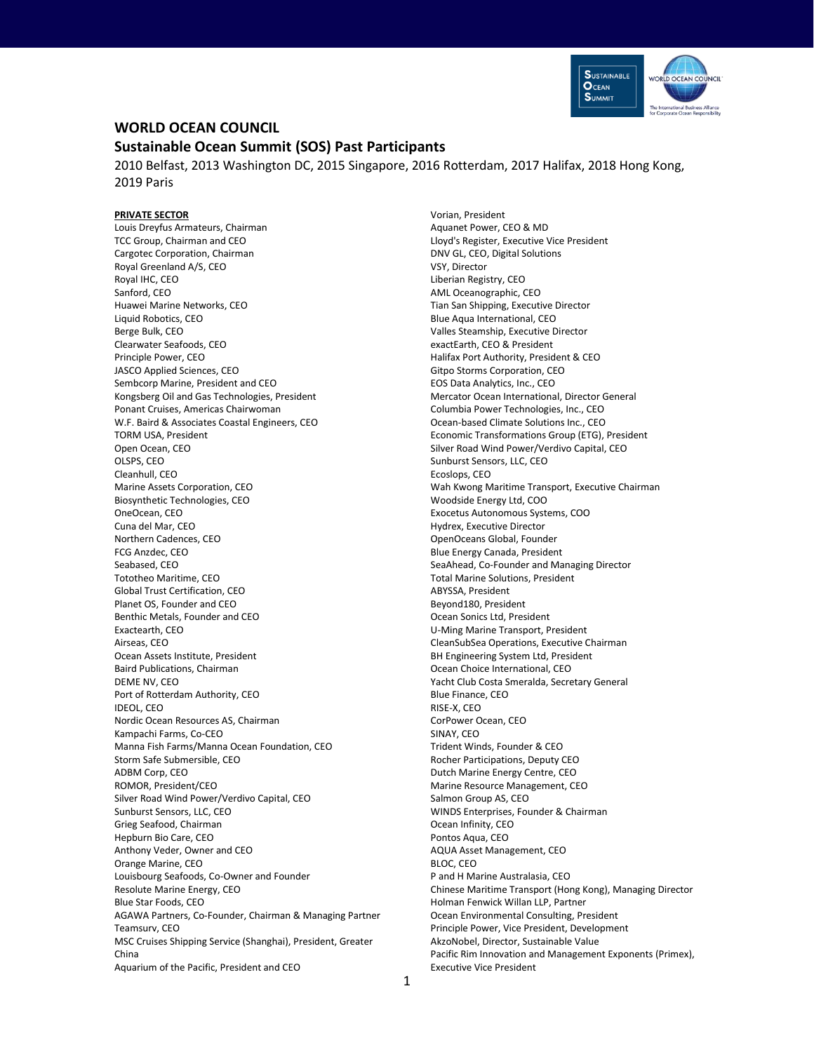# WORLD OCEAN COUNCIL

## Sustainable Ocean Summit (SOS) Past Participants

2010 Belfast, 2013 Washington DC, 2015 Singapore, 2016 Rotterdam, 2017 Halifax, 2018 Hong Kong, 2019 Paris

**PRIVATE SECTOR**

Louis Dreyfus Armateurs, Chairman
TCC Group, Chairman and CEO
Cargotec Corporation, Chairman
Royal Greenland A/S, CEO
Royal IHC, CEO
Sanford, CEO
Huawei Marine Networks, CEO
Liquid Robotics, CEO
Berge Bulk, CEO
Clearwater Seafoods, CEO
Principle Power, CEO
JASCO Applied Sciences, CEO
Sembcorp Marine, President and CEO
Kongsberg Oil and Gas Technologies, President
Ponant Cruises, Americas Chairwoman
W.F. Baird & Associates Coastal Engineers, CEO
TORM USA, President
Open Ocean, CEO
OLSPS, CEO
Cleanhull, CEO
Marine Assets Corporation, CEO
Biosynthetic Technologies, CEO
OneOcean, CEO
Cuna del Mar, CEO
Northern Cadences, CEO
FCG Anzdec, CEO
Seabased, CEO
Tototheo Maritime, CEO
Global Trust Certification, CEO
Planet OS, Founder and CEO
Benthic Metals, Founder and CEO
Exactearth, CEO
Airseas, CEO
Ocean Assets Institute, President
Baird Publications, Chairman
DEME NV, CEO
Port of Rotterdam Authority, CEO
IDEOL, CEO
Nordic Ocean Resources AS, Chairman
Kampachi Farms, Co-CEO
Manna Fish Farms/Manna Ocean Foundation, CEO
Storm Safe Submersible, CEO
ADBM Corp, CEO
ROMOR, President/CEO
Silver Road Wind Power/Verdivo Capital, CEO
Sunburst Sensors, LLC, CEO
Grieg Seafood, Chairman
Hepburn Bio Care, CEO
Anthony Veder, Owner and CEO
Orange Marine, CEO
Louisbourg Seafoods, Co-Owner and Founder
Resolute Marine Energy, CEO
Blue Star Foods, CEO
AGAWA Partners, Co-Founder, Chairman & Managing Partner
Teamsurv, CEO
MSC Cruises Shipping Service (Shanghai), President, Greater China
Aquarium of the Pacific, President and CEO
Vorian, President
Aquanet Power, CEO & MD
Lloyd's Register, Executive Vice President
DNV GL, CEO, Digital Solutions
VSY, Director
Liberian Registry, CEO
AML Oceanographic, CEO
Tian San Shipping, Executive Director
Blue Aqua International, CEO
Valles Steamship, Executive Director
exactEarth, CEO & President
Halifax Port Authority, President & CEO
Gitpo Storms Corporation, CEO
EOS Data Analytics, Inc., CEO
Mercator Ocean International, Director General
Columbia Power Technologies, Inc., CEO
Ocean-based Climate Solutions Inc., CEO
Economic Transformations Group (ETG), President
Silver Road Wind Power/Verdivo Capital, CEO
Sunburst Sensors, LLC, CEO
Ecoslops, CEO
Wah Kwong Maritime Transport, Executive Chairman
Woodside Energy Ltd, COO
Exocetus Autonomous Systems, COO
Hydrex, Executive Director
OpenOceans Global, Founder
Blue Energy Canada, President
SeaAhead, Co-Founder and Managing Director
Total Marine Solutions, President
ABYSSA, President
Beyond180, President
Ocean Sonics Ltd, President
U-Ming Marine Transport, President
CleanSubSea Operations, Executive Chairman
BH Engineering System Ltd, President
Ocean Choice International, CEO
Yacht Club Costa Smeralda, Secretary General
Blue Finance, CEO
RISE-X, CEO
CorPower Ocean, CEO
SINAY, CEO
Trident Winds, Founder & CEO
Rocher Participations, Deputy CEO
Dutch Marine Energy Centre, CEO
Marine Resource Management, CEO
Salmon Group AS, CEO
WINDS Enterprises, Founder & Chairman
Ocean Infinity, CEO
Pontos Aqua, CEO
AQUA Asset Management, CEO
BLOC, CEO
P and H Marine Australasia, CEO
Chinese Maritime Transport (Hong Kong), Managing Director
Holman Fenwick Willan LLP, Partner
Ocean Environmental Consulting, President
Principle Power, Vice President, Development
AkzoNobel, Director, Sustainable Value
Pacific Rim Innovation and Management Exponents (Primex), Executive Vice President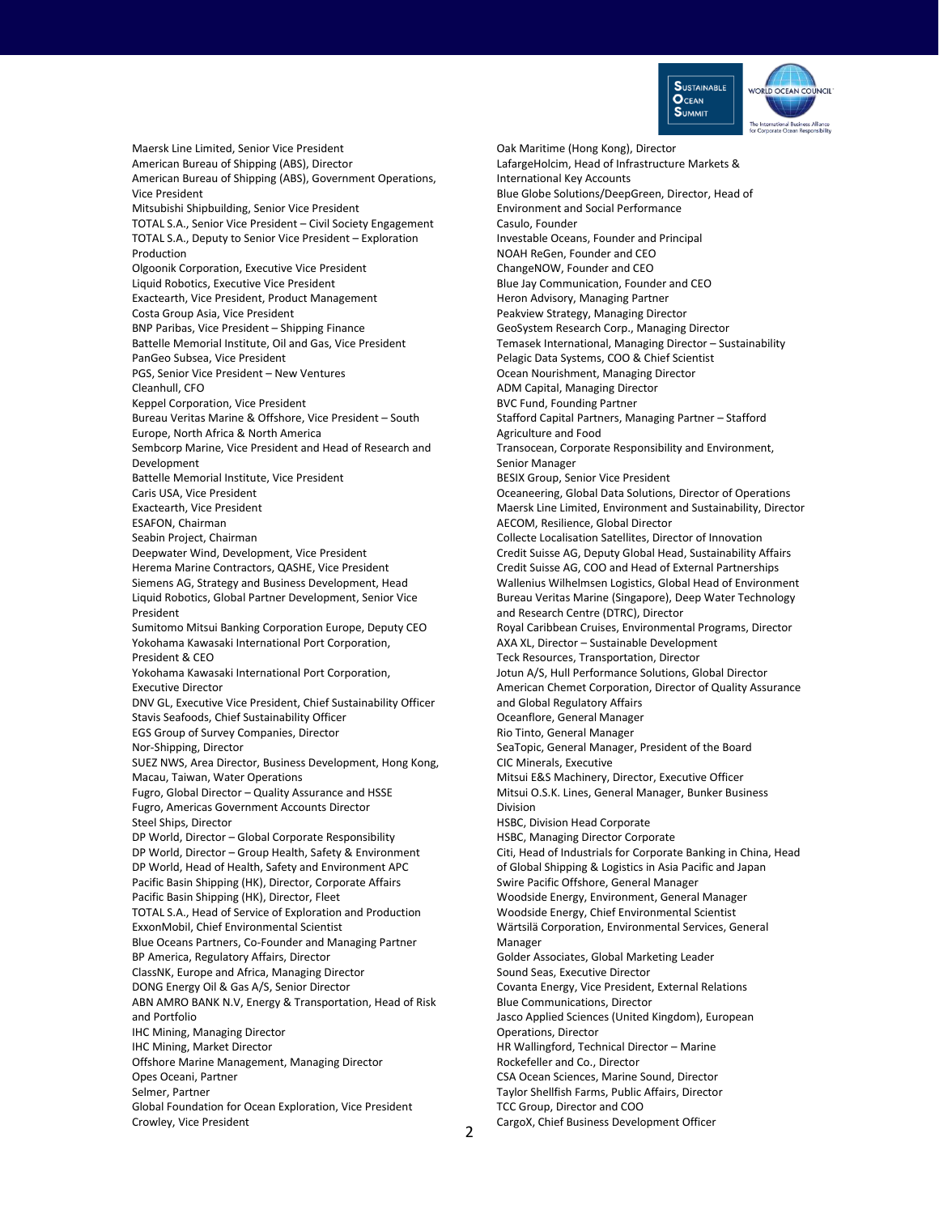Maersk Line Limited, Senior Vice President
American Bureau of Shipping (ABS), Director
American Bureau of Shipping (ABS), Government Operations, Vice President
Mitsubishi Shipbuilding, Senior Vice President
TOTAL S.A., Senior Vice President – Civil Society Engagement
TOTAL S.A., Deputy to Senior Vice President – Exploration Production
Olgoonik Corporation, Executive Vice President
Liquid Robotics, Executive Vice President
Exactearth, Vice President, Product Management
Costa Group Asia, Vice President
BNP Paribas, Vice President – Shipping Finance
Battelle Memorial Institute, Oil and Gas, Vice President
PanGeo Subsea, Vice President
PGS, Senior Vice President – New Ventures
Cleanhull, CFO
Keppel Corporation, Vice President
Bureau Veritas Marine & Offshore, Vice President – South Europe, North Africa & North America
Sembcorp Marine, Vice President and Head of Research and Development
Battelle Memorial Institute, Vice President
Caris USA, Vice President
Exactearth, Vice President
ESAFON, Chairman
Seabin Project, Chairman
Deepwater Wind, Development, Vice President
Herema Marine Contractors, QASHE, Vice President
Siemens AG, Strategy and Business Development, Head
Liquid Robotics, Global Partner Development, Senior Vice President
Sumitomo Mitsui Banking Corporation Europe, Deputy CEO
Yokohama Kawasaki International Port Corporation, President & CEO
Yokohama Kawasaki International Port Corporation, Executive Director
DNV GL, Executive Vice President, Chief Sustainability Officer
Stavis Seafoods, Chief Sustainability Officer
EGS Group of Survey Companies, Director
Nor-Shipping, Director
SUEZ NWS, Area Director, Business Development, Hong Kong, Macau, Taiwan, Water Operations
Fugro, Global Director – Quality Assurance and HSSE
Fugro, Americas Government Accounts Director
Steel Ships, Director
DP World, Director – Global Corporate Responsibility
DP World, Director – Group Health, Safety & Environment
DP World, Head of Health, Safety and Environment APC
Pacific Basin Shipping (HK), Director, Corporate Affairs
Pacific Basin Shipping (HK), Director, Fleet
TOTAL S.A., Head of Service of Exploration and Production
ExxonMobil, Chief Environmental Scientist
Blue Oceans Partners, Co-Founder and Managing Partner
BP America, Regulatory Affairs, Director
ClassNK, Europe and Africa, Managing Director
DONG Energy Oil & Gas A/S, Senior Director
ABN AMRO BANK N.V, Energy & Transportation, Head of Risk and Portfolio
IHC Mining, Managing Director
IHC Mining, Market Director
Offshore Marine Management, Managing Director
Opes Oceani, Partner
Selmer, Partner
Global Foundation for Ocean Exploration, Vice President
Crowley, Vice President
Oak Maritime (Hong Kong), Director
LafargeHolcim, Head of Infrastructure Markets & International Key Accounts
Blue Globe Solutions/DeepGreen, Director, Head of Environment and Social Performance
Casulo, Founder
Investable Oceans, Founder and Principal
NOAH ReGen, Founder and CEO
ChangeNOW, Founder and CEO
Blue Jay Communication, Founder and CEO
Heron Advisory, Managing Partner
Peakview Strategy, Managing Director
GeoSystem Research Corp., Managing Director
Temasek International, Managing Director – Sustainability
Pelagic Data Systems, COO & Chief Scientist
Ocean Nourishment, Managing Director
ADM Capital, Managing Director
BVC Fund, Founding Partner
Stafford Capital Partners, Managing Partner – Stafford Agriculture and Food
Transocean, Corporate Responsibility and Environment, Senior Manager
BESIX Group, Senior Vice President
Oceaneering, Global Data Solutions, Director of Operations
Maersk Line Limited, Environment and Sustainability, Director
AECOM, Resilience, Global Director
Collecte Localisation Satellites, Director of Innovation
Credit Suisse AG, Deputy Global Head, Sustainability Affairs
Credit Suisse AG, COO and Head of External Partnerships
Wallenius Wilhelmsen Logistics, Global Head of Environment
Bureau Veritas Marine (Singapore), Deep Water Technology and Research Centre (DTRC), Director
Royal Caribbean Cruises, Environmental Programs, Director
AXA XL, Director – Sustainable Development
Teck Resources, Transportation, Director
Jotun A/S, Hull Performance Solutions, Global Director
American Chemet Corporation, Director of Quality Assurance and Global Regulatory Affairs
Oceanflore, General Manager
Rio Tinto, General Manager
SeaTopic, General Manager, President of the Board
CIC Minerals, Executive
Mitsui E&S Machinery, Director, Executive Officer
Mitsui O.S.K. Lines, General Manager, Bunker Business Division
HSBC, Division Head Corporate
HSBC, Managing Director Corporate
Citi, Head of Industrials for Corporate Banking in China, Head of Global Shipping & Logistics in Asia Pacific and Japan
Swire Pacific Offshore, General Manager
Woodside Energy, Environment, General Manager
Woodside Energy, Chief Environmental Scientist
Wärtsilä Corporation, Environmental Services, General Manager
Golder Associates, Global Marketing Leader
Sound Seas, Executive Director
Covanta Energy, Vice President, External Relations
Blue Communications, Director
Jasco Applied Sciences (United Kingdom), European Operations, Director
HR Wallingford, Technical Director – Marine
Rockefeller and Co., Director
CSA Ocean Sciences, Marine Sound, Director
Taylor Shellfish Farms, Public Affairs, Director
TCC Group, Director and COO
CargoX, Chief Business Development Officer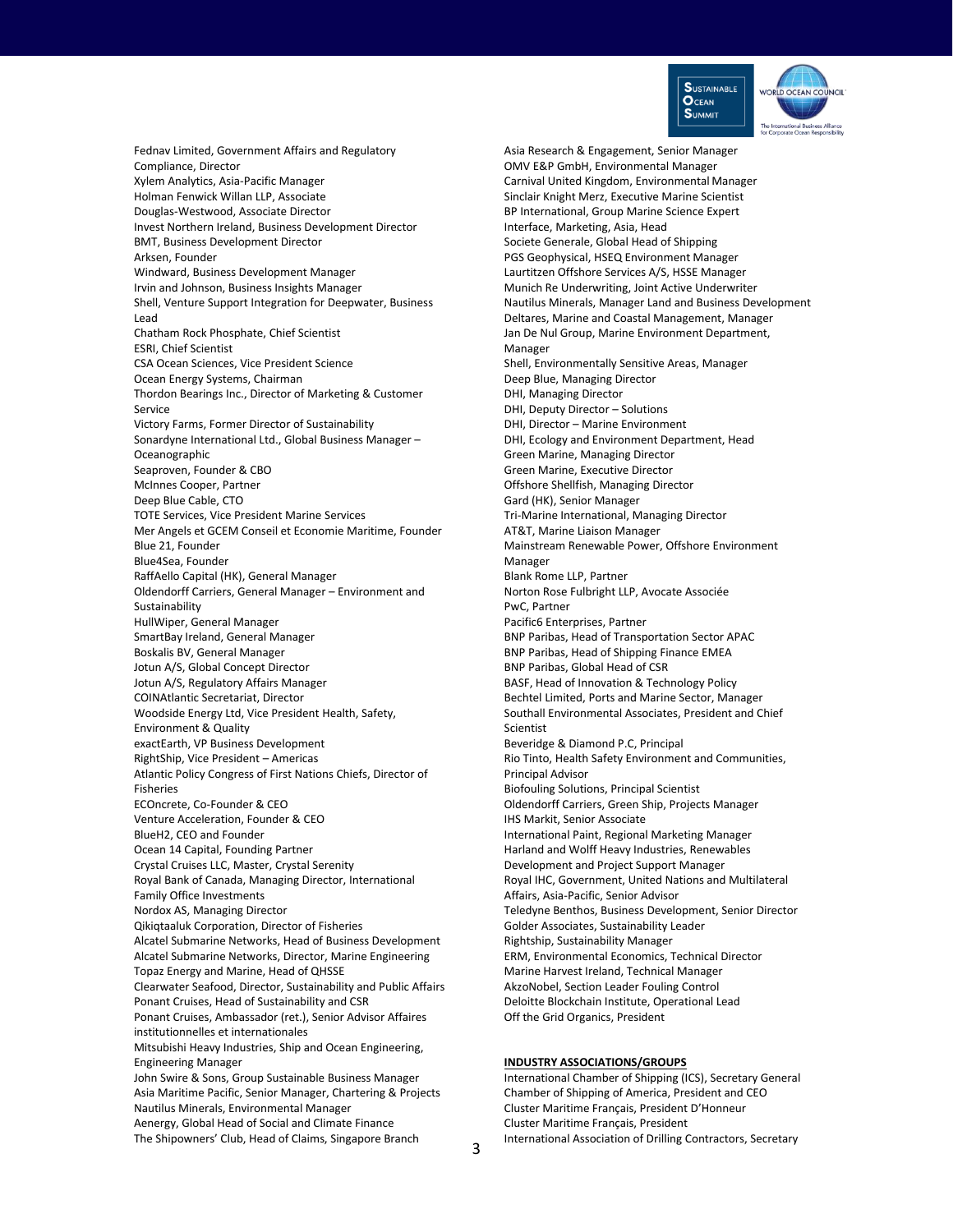Fednav Limited, Government Affairs and Regulatory Compliance, Director
Xylem Analytics, Asia-Pacific Manager
Holman Fenwick Willan LLP, Associate
Douglas-Westwood, Associate Director
Invest Northern Ireland, Business Development Director
BMT, Business Development Director
Arksen, Founder
Windward, Business Development Manager
Irvin and Johnson, Business Insights Manager
Shell, Venture Support Integration for Deepwater, Business Lead
Chatham Rock Phosphate, Chief Scientist
ESRI, Chief Scientist
CSA Ocean Sciences, Vice President Science
Ocean Energy Systems, Chairman
Thordon Bearings Inc., Director of Marketing & Customer Service
Victory Farms, Former Director of Sustainability
Sonardyne International Ltd., Global Business Manager – Oceanographic
Seaproven, Founder & CBO
McInnes Cooper, Partner
Deep Blue Cable, CTO
TOTE Services, Vice President Marine Services
Mer Angels et GCEM Conseil et Economie Maritime, Founder
Blue 21, Founder
Blue4Sea, Founder
RaffAello Capital (HK), General Manager
Oldendorff Carriers, General Manager – Environment and Sustainability
HullWiper, General Manager
SmartBay Ireland, General Manager
Boskalis BV, General Manager
Jotun A/S, Global Concept Director
Jotun A/S, Regulatory Affairs Manager
COINAtlantic Secretariat, Director
Woodside Energy Ltd, Vice President Health, Safety, Environment & Quality
exactEarth, VP Business Development
RightShip, Vice President – Americas
Atlantic Policy Congress of First Nations Chiefs, Director of Fisheries
ECOncrete, Co-Founder & CEO
Venture Acceleration, Founder & CEO
BlueH2, CEO and Founder
Ocean 14 Capital, Founding Partner
Crystal Cruises LLC, Master, Crystal Serenity
Royal Bank of Canada, Managing Director, International Family Office Investments
Nordox AS, Managing Director
Qikiqtaaluk Corporation, Director of Fisheries
Alcatel Submarine Networks, Head of Business Development
Alcatel Submarine Networks, Director, Marine Engineering
Topaz Energy and Marine, Head of QHSSE
Clearwater Seafood, Director, Sustainability and Public Affairs
Ponant Cruises, Head of Sustainability and CSR
Ponant Cruises, Ambassador (ret.), Senior Advisor Affaires institutionnelles et internationales
Mitsubishi Heavy Industries, Ship and Ocean Engineering, Engineering Manager
John Swire & Sons, Group Sustainable Business Manager
Asia Maritime Pacific, Senior Manager, Chartering & Projects
Nautilus Minerals, Environmental Manager
Aenergy, Global Head of Social and Climate Finance
The Shipowners' Club, Head of Claims, Singapore Branch
Asia Research & Engagement, Senior Manager
OMV E&P GmbH, Environmental Manager
Carnival United Kingdom, Environmental Manager
Sinclair Knight Merz, Executive Marine Scientist
BP International, Group Marine Science Expert
Interface, Marketing, Asia, Head
Societe Generale, Global Head of Shipping
PGS Geophysical, HSEQ Environment Manager
Laurtitzen Offshore Services A/S, HSSE Manager
Munich Re Underwriting, Joint Active Underwriter
Nautilus Minerals, Manager Land and Business Development
Deltares, Marine and Coastal Management, Manager
Jan De Nul Group, Marine Environment Department, Manager
Shell, Environmentally Sensitive Areas, Manager
Deep Blue, Managing Director
DHI, Managing Director
DHI, Deputy Director – Solutions
DHI, Director – Marine Environment
DHI, Ecology and Environment Department, Head
Green Marine, Managing Director
Green Marine, Executive Director
Offshore Shellfish, Managing Director
Gard (HK), Senior Manager
Tri-Marine International, Managing Director
AT&T, Marine Liaison Manager
Mainstream Renewable Power, Offshore Environment Manager
Blank Rome LLP, Partner
Norton Rose Fulbright LLP, Avocate Associée
PwC, Partner
Pacific6 Enterprises, Partner
BNP Paribas, Head of Transportation Sector APAC
BNP Paribas, Head of Shipping Finance EMEA
BNP Paribas, Global Head of CSR
BASF, Head of Innovation & Technology Policy
Bechtel Limited, Ports and Marine Sector, Manager
Southall Environmental Associates, President and Chief Scientist
Beveridge & Diamond P.C, Principal
Rio Tinto, Health Safety Environment and Communities, Principal Advisor
Biofouling Solutions, Principal Scientist
Oldendorff Carriers, Green Ship, Projects Manager
IHS Markit, Senior Associate
International Paint, Regional Marketing Manager
Harland and Wolff Heavy Industries, Renewables Development and Project Support Manager
Royal IHC, Government, United Nations and Multilateral Affairs, Asia-Pacific, Senior Advisor
Teledyne Benthos, Business Development, Senior Director
Golder Associates, Sustainability Leader
Rightship, Sustainability Manager
ERM, Environmental Economics, Technical Director
Marine Harvest Ireland, Technical Manager
AkzoNobel, Section Leader Fouling Control
Deloitte Blockchain Institute, Operational Lead
Off the Grid Organics, President

**INDUSTRY ASSOCIATIONS/GROUPS**

International Chamber of Shipping (ICS), Secretary General
Chamber of Shipping of America, President and CEO
Cluster Maritime Français, President D'Honneur
Cluster Maritime Français, President
International Association of Drilling Contractors, Secretary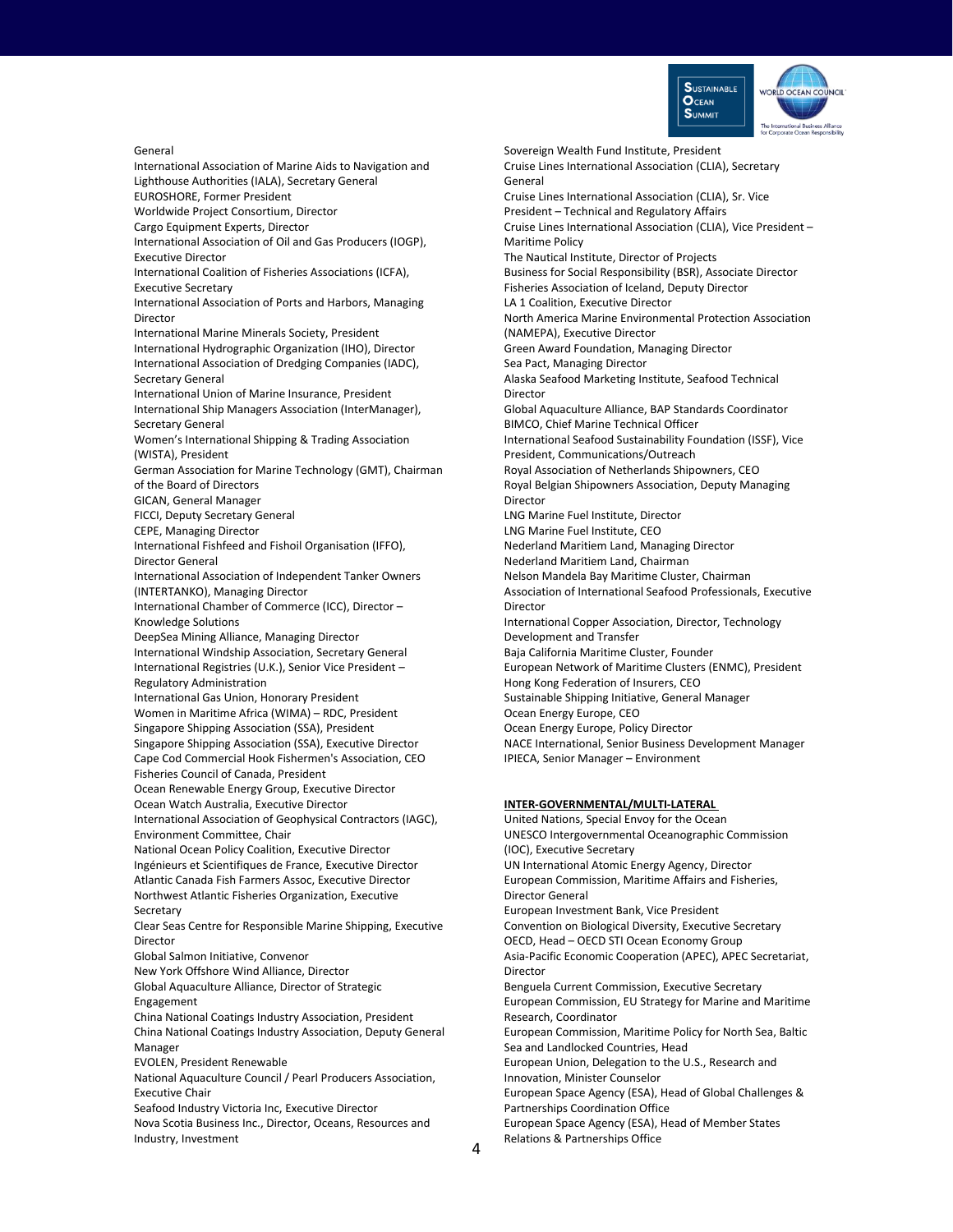General
International Association of Marine Aids to Navigation and Lighthouse Authorities (IALA), Secretary General
EUROSHORE, Former President
Worldwide Project Consortium, Director
Cargo Equipment Experts, Director
International Association of Oil and Gas Producers (IOGP), Executive Director
International Coalition of Fisheries Associations (ICFA), Executive Secretary
International Association of Ports and Harbors, Managing Director
International Marine Minerals Society, President
International Hydrographic Organization (IHO), Director
International Association of Dredging Companies (IADC), Secretary General
International Union of Marine Insurance, President
International Ship Managers Association (InterManager), Secretary General
Women's International Shipping & Trading Association (WISTA), President
German Association for Marine Technology (GMT), Chairman of the Board of Directors
GICAN, General Manager
FICCI, Deputy Secretary General
CEPE, Managing Director
International Fishfeed and Fishoil Organisation (IFFO), Director General
International Association of Independent Tanker Owners (INTERTANKO), Managing Director
International Chamber of Commerce (ICC), Director – Knowledge Solutions
DeepSea Mining Alliance, Managing Director
International Windship Association, Secretary General
International Registries (U.K.), Senior Vice President – Regulatory Administration
International Gas Union, Honorary President
Women in Maritime Africa (WIMA) – RDC, President
Singapore Shipping Association (SSA), President
Singapore Shipping Association (SSA), Executive Director
Cape Cod Commercial Hook Fishermen's Association, CEO
Fisheries Council of Canada, President
Ocean Renewable Energy Group, Executive Director
Ocean Watch Australia, Executive Director
International Association of Geophysical Contractors (IAGC), Environment Committee, Chair
National Ocean Policy Coalition, Executive Director
Ingénieurs et Scientifiques de France, Executive Director
Atlantic Canada Fish Farmers Assoc, Executive Director
Northwest Atlantic Fisheries Organization, Executive Secretary
Clear Seas Centre for Responsible Marine Shipping, Executive Director
Global Salmon Initiative, Convenor
New York Offshore Wind Alliance, Director
Global Aquaculture Alliance, Director of Strategic Engagement
China National Coatings Industry Association, President
China National Coatings Industry Association, Deputy General Manager
EVOLEN, President Renewable
National Aquaculture Council / Pearl Producers Association, Executive Chair
Seafood Industry Victoria Inc, Executive Director
Nova Scotia Business Inc., Director, Oceans, Resources and Industry, Investment
Sovereign Wealth Fund Institute, President
Cruise Lines International Association (CLIA), Secretary General
Cruise Lines International Association (CLIA), Sr. Vice President – Technical and Regulatory Affairs
Cruise Lines International Association (CLIA), Vice President – Maritime Policy
The Nautical Institute, Director of Projects
Business for Social Responsibility (BSR), Associate Director
Fisheries Association of Iceland, Deputy Director
LA 1 Coalition, Executive Director
North America Marine Environmental Protection Association (NAMEPA), Executive Director
Green Award Foundation, Managing Director
Sea Pact, Managing Director
Alaska Seafood Marketing Institute, Seafood Technical Director
Global Aquaculture Alliance, BAP Standards Coordinator
BIMCO, Chief Marine Technical Officer
International Seafood Sustainability Foundation (ISSF), Vice President, Communications/Outreach
Royal Association of Netherlands Shipowners, CEO
Royal Belgian Shipowners Association, Deputy Managing Director
LNG Marine Fuel Institute, Director
LNG Marine Fuel Institute, CEO
Nederland Maritiem Land, Managing Director
Nederland Maritiem Land, Chairman
Nelson Mandela Bay Maritime Cluster, Chairman
Association of International Seafood Professionals, Executive Director
International Copper Association, Director, Technology Development and Transfer
Baja California Maritime Cluster, Founder
European Network of Maritime Clusters (ENMC), President
Hong Kong Federation of Insurers, CEO
Sustainable Shipping Initiative, General Manager
Ocean Energy Europe, CEO
Ocean Energy Europe, Policy Director
NACE International, Senior Business Development Manager
IPIECA, Senior Manager – Environment

**INTER-GOVERNMENTAL/MULTI-LATERAL**

United Nations, Special Envoy for the Ocean
UNESCO Intergovernmental Oceanographic Commission (IOC), Executive Secretary
UN International Atomic Energy Agency, Director
European Commission, Maritime Affairs and Fisheries, Director General
European Investment Bank, Vice President
Convention on Biological Diversity, Executive Secretary
OECD, Head – OECD STI Ocean Economy Group
Asia-Pacific Economic Cooperation (APEC), APEC Secretariat, Director
Benguela Current Commission, Executive Secretary
European Commission, EU Strategy for Marine and Maritime Research, Coordinator
European Commission, Maritime Policy for North Sea, Baltic Sea and Landlocked Countries, Head
European Union, Delegation to the U.S., Research and Innovation, Minister Counselor
European Space Agency (ESA), Head of Global Challenges & Partnerships Coordination Office
European Space Agency (ESA), Head of Member States Relations & Partnerships Office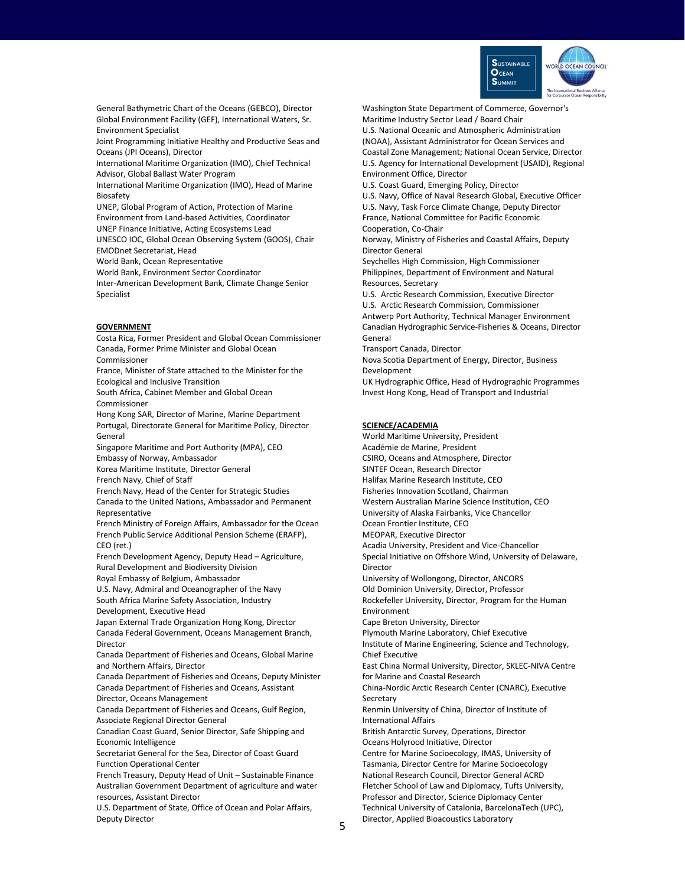General Bathymetric Chart of the Oceans (GEBCO), Director
Global Environment Facility (GEF), International Waters, Sr. Environment Specialist
Joint Programming Initiative Healthy and Productive Seas and Oceans (JPI Oceans), Director
International Maritime Organization (IMO), Chief Technical Advisor, Global Ballast Water Program
International Maritime Organization (IMO), Head of Marine Biosafety
UNEP, Global Program of Action, Protection of Marine Environment from Land-based Activities, Coordinator
UNEP Finance Initiative, Acting Ecosystems Lead
UNESCO IOC, Global Ocean Observing System (GOOS), Chair
EMODnet Secretariat, Head
World Bank, Ocean Representative
World Bank, Environment Sector Coordinator
Inter-American Development Bank, Climate Change Senior Specialist

**GOVERNMENT**

Costa Rica, Former President and Global Ocean Commissioner
Canada, Former Prime Minister and Global Ocean Commissioner
France, Minister of State attached to the Minister for the Ecological and Inclusive Transition
South Africa, Cabinet Member and Global Ocean Commissioner
Hong Kong SAR, Director of Marine, Marine Department
Portugal, Directorate General for Maritime Policy, Director General
Singapore Maritime and Port Authority (MPA), CEO
Embassy of Norway, Ambassador
Korea Maritime Institute, Director General
French Navy, Chief of Staff
French Navy, Head of the Center for Strategic Studies
Canada to the United Nations, Ambassador and Permanent Representative
French Ministry of Foreign Affairs, Ambassador for the Ocean
French Public Service Additional Pension Scheme (ERAFP), CEO (ret.)
French Development Agency, Deputy Head – Agriculture, Rural Development and Biodiversity Division
Royal Embassy of Belgium, Ambassador
U.S. Navy, Admiral and Oceanographer of the Navy
South Africa Marine Safety Association, Industry Development, Executive Head
Japan External Trade Organization Hong Kong, Director
Canada Federal Government, Oceans Management Branch, Director
Canada Department of Fisheries and Oceans, Global Marine and Northern Affairs, Director
Canada Department of Fisheries and Oceans, Deputy Minister
Canada Department of Fisheries and Oceans, Assistant Director, Oceans Management
Canada Department of Fisheries and Oceans, Gulf Region, Associate Regional Director General
Canadian Coast Guard, Senior Director, Safe Shipping and Economic Intelligence
Secretariat General for the Sea, Director of Coast Guard Function Operational Center
French Treasury, Deputy Head of Unit – Sustainable Finance
Australian Government Department of agriculture and water resources, Assistant Director
U.S. Department of State, Office of Ocean and Polar Affairs, Deputy Director
Washington State Department of Commerce, Governor's Maritime Industry Sector Lead / Board Chair
U.S. National Oceanic and Atmospheric Administration (NOAA), Assistant Administrator for Ocean Services and Coastal Zone Management; National Ocean Service, Director
U.S. Agency for International Development (USAID), Regional Environment Office, Director
U.S. Coast Guard, Emerging Policy, Director
U.S. Navy, Office of Naval Research Global, Executive Officer
U.S. Navy, Task Force Climate Change, Deputy Director
France, National Committee for Pacific Economic Cooperation, Co-Chair
Norway, Ministry of Fisheries and Coastal Affairs, Deputy Director General
Seychelles High Commission, High Commissioner
Philippines, Department of Environment and Natural Resources, Secretary
U.S. Arctic Research Commission, Executive Director
U.S. Arctic Research Commission, Commissioner
Antwerp Port Authority, Technical Manager Environment
Canadian Hydrographic Service-Fisheries & Oceans, Director General
Transport Canada, Director
Nova Scotia Department of Energy, Director, Business Development
UK Hydrographic Office, Head of Hydrographic Programmes
Invest Hong Kong, Head of Transport and Industrial

**SCIENCE/ACADEMIA**

World Maritime University, President
Académie de Marine, President
CSIRO, Oceans and Atmosphere, Director
SINTEF Ocean, Research Director
Halifax Marine Research Institute, CEO
Fisheries Innovation Scotland, Chairman
Western Australian Marine Science Institution, CEO
University of Alaska Fairbanks, Vice Chancellor
Ocean Frontier Institute, CEO
MEOPAR, Executive Director
Acadia University, President and Vice-Chancellor
Special Initiative on Offshore Wind, University of Delaware, Director
University of Wollongong, Director, ANCORS
Old Dominion University, Director, Professor
Rockefeller University, Director, Program for the Human Environment
Cape Breton University, Director
Plymouth Marine Laboratory, Chief Executive
Institute of Marine Engineering, Science and Technology, Chief Executive
East China Normal University, Director, SKLEC-NIVA Centre for Marine and Coastal Research
China-Nordic Arctic Research Center (CNARC), Executive Secretary
Renmin University of China, Director of Institute of International Affairs
British Antarctic Survey, Operations, Director
Oceans Holyrood Initiative, Director
Centre for Marine Socioecology, IMAS, University of Tasmania, Director Centre for Marine Socioecology
National Research Council, Director General ACRD
Fletcher School of Law and Diplomacy, Tufts University, Professor and Director, Science Diplomacy Center
Technical University of Catalonia, BarcelonaTech (UPC), Director, Applied Bioacoustics Laboratory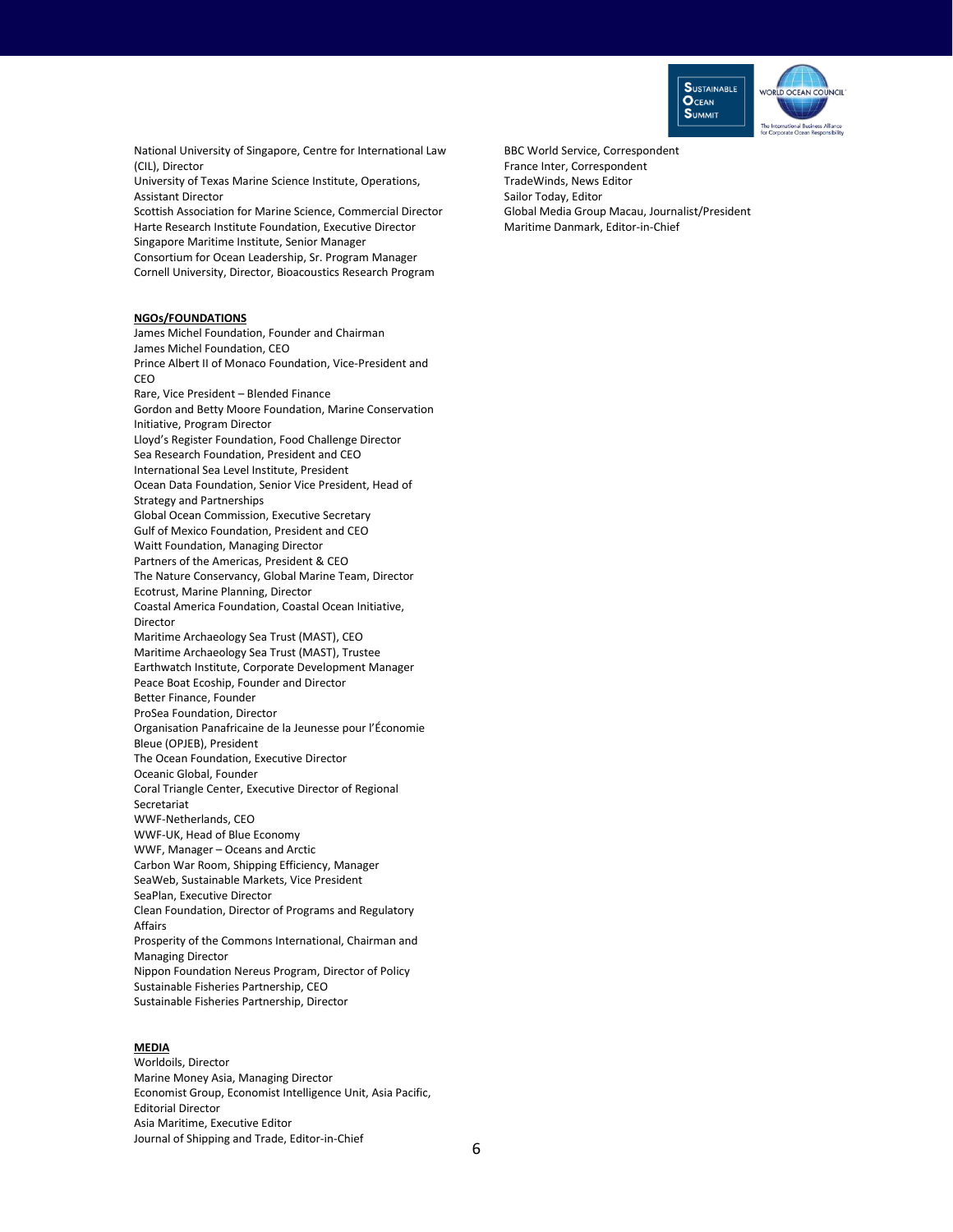National University of Singapore, Centre for International Law (CIL), Director
University of Texas Marine Science Institute, Operations, Assistant Director
Scottish Association for Marine Science, Commercial Director
Harte Research Institute Foundation, Executive Director
Singapore Maritime Institute, Senior Manager
Consortium for Ocean Leadership, Sr. Program Manager
Cornell University, Director, Bioacoustics Research Program

**NGOs/FOUNDATIONS**

James Michel Foundation, Founder and Chairman
James Michel Foundation, CEO
Prince Albert II of Monaco Foundation, Vice-President and CEO
Rare, Vice President – Blended Finance
Gordon and Betty Moore Foundation, Marine Conservation Initiative, Program Director
Lloyd's Register Foundation, Food Challenge Director
Sea Research Foundation, President and CEO
International Sea Level Institute, President
Ocean Data Foundation, Senior Vice President, Head of Strategy and Partnerships
Global Ocean Commission, Executive Secretary
Gulf of Mexico Foundation, President and CEO
Waitt Foundation, Managing Director
Partners of the Americas, President & CEO
The Nature Conservancy, Global Marine Team, Director
Ecotrust, Marine Planning, Director
Coastal America Foundation, Coastal Ocean Initiative, Director
Maritime Archaeology Sea Trust (MAST), CEO
Maritime Archaeology Sea Trust (MAST), Trustee
Earthwatch Institute, Corporate Development Manager
Peace Boat Ecoship, Founder and Director
Better Finance, Founder
ProSea Foundation, Director
Organisation Panafricaine de la Jeunesse pour l'Économie Bleue (OPJEB), President
The Ocean Foundation, Executive Director
Oceanic Global, Founder
Coral Triangle Center, Executive Director of Regional Secretariat
WWF-Netherlands, CEO
WWF-UK, Head of Blue Economy
WWF, Manager – Oceans and Arctic
Carbon War Room, Shipping Efficiency, Manager
SeaWeb, Sustainable Markets, Vice President
SeaPlan, Executive Director
Clean Foundation, Director of Programs and Regulatory Affairs
Prosperity of the Commons International, Chairman and Managing Director
Nippon Foundation Nereus Program, Director of Policy
Sustainable Fisheries Partnership, CEO
Sustainable Fisheries Partnership, Director

**MEDIA**

Worldoils, Director
Marine Money Asia, Managing Director
Economist Group, Economist Intelligence Unit, Asia Pacific, Editorial Director
Asia Maritime, Executive Editor
Journal of Shipping and Trade, Editor-in-Chief
BBC World Service, Correspondent
France Inter, Correspondent
TradeWinds, News Editor
Sailor Today, Editor
Global Media Group Macau, Journalist/President
Maritime Danmark, Editor-in-Chief